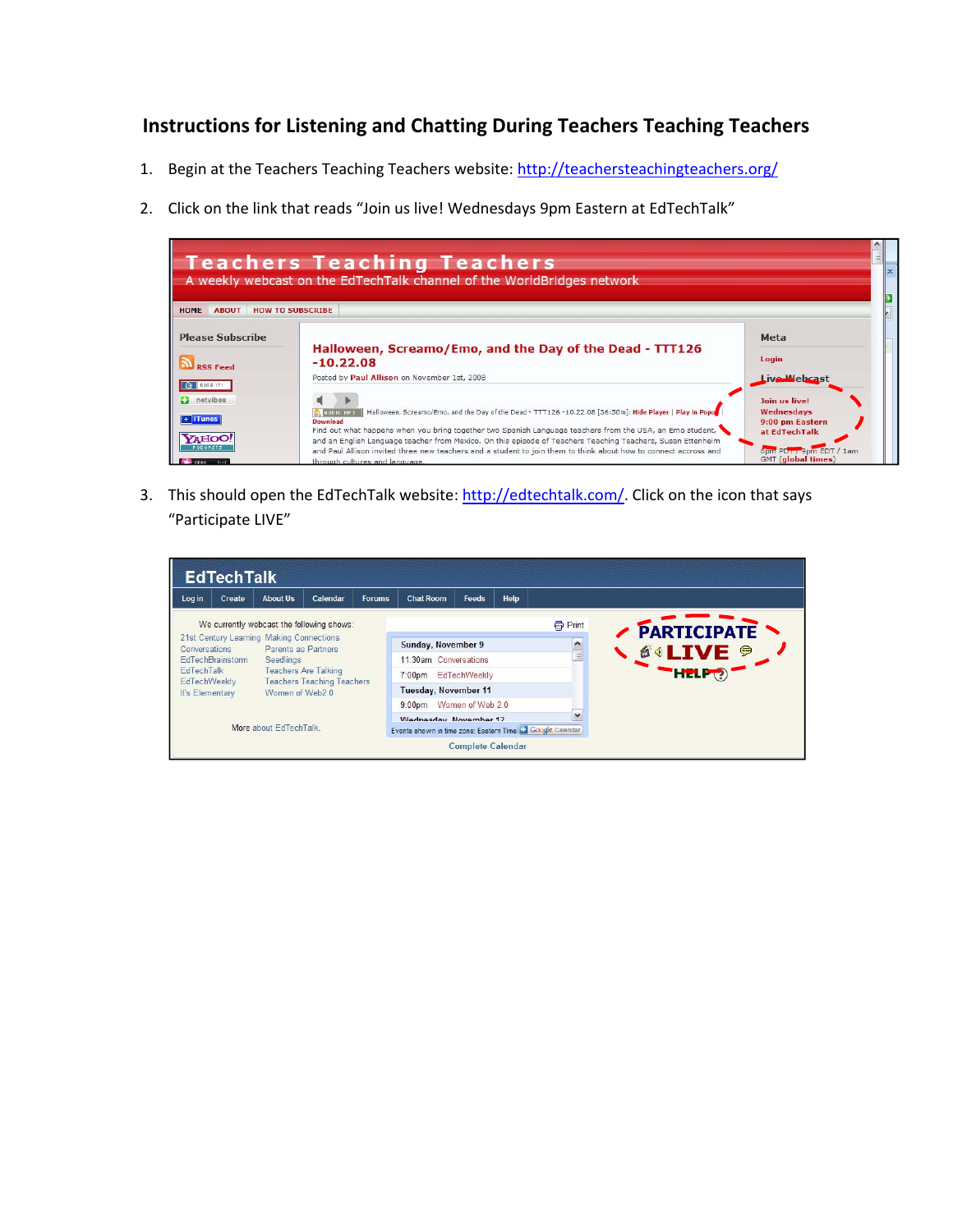# Instructions for Listening and Chatting During Teachers Teaching Teachers

1. Begin at the Teachers Teaching Teachers website: http://teachersteachingteachers.org/

2. Click on the link that reads "Join us live! Wednesdays 9pm Eastern at EdTechTalk"

3. This should open the EdTechTalk website: http://edtechtalk.com/. Click on the icon that says "Participate LIVE"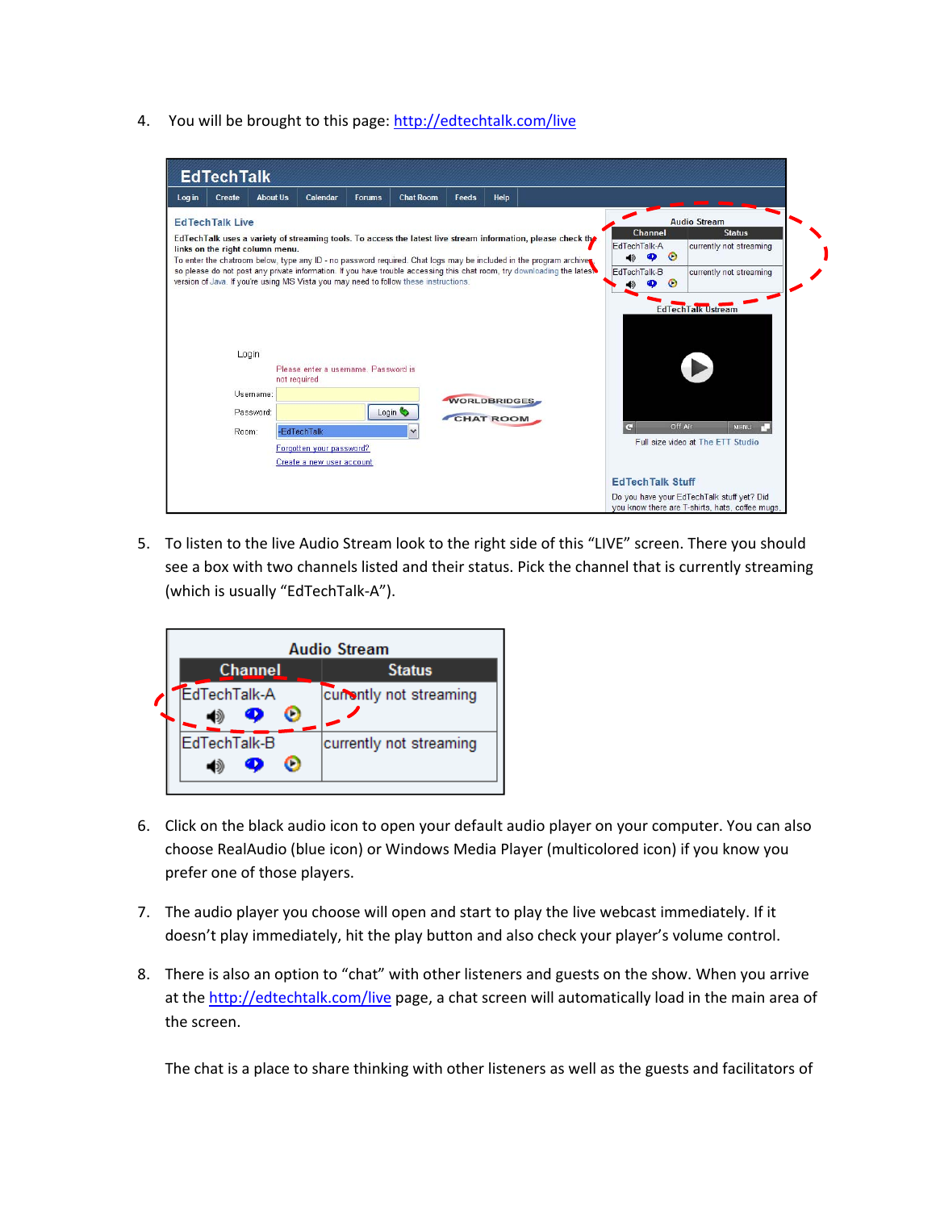4. You will be brought to this page: http://edtechtalk.com/live

5. To listen to the live Audio Stream look to the right side of this “LIVE” screen. There you should see a box with two channels listed and their status. Pick the channel that is currently streaming (which is usually “EdTechTalk-A”).

6. Click on the black audio icon to open your default audio player on your computer. You can also choose RealAudio (blue icon) or Windows Media Player (multicolored icon) if you know you prefer one of those players.

7. The audio player you choose will open and start to play the live webcast immediately. If it doesn’t play immediately, hit the play button and also check your player’s volume control.

8. There is also an option to “chat” with other listeners and guests on the show. When you arrive at the http://edtechtalk.com/live page, a chat screen will automatically load in the main area of the screen.

   The chat is a place to share thinking with other listeners as well as the guests and facilitators of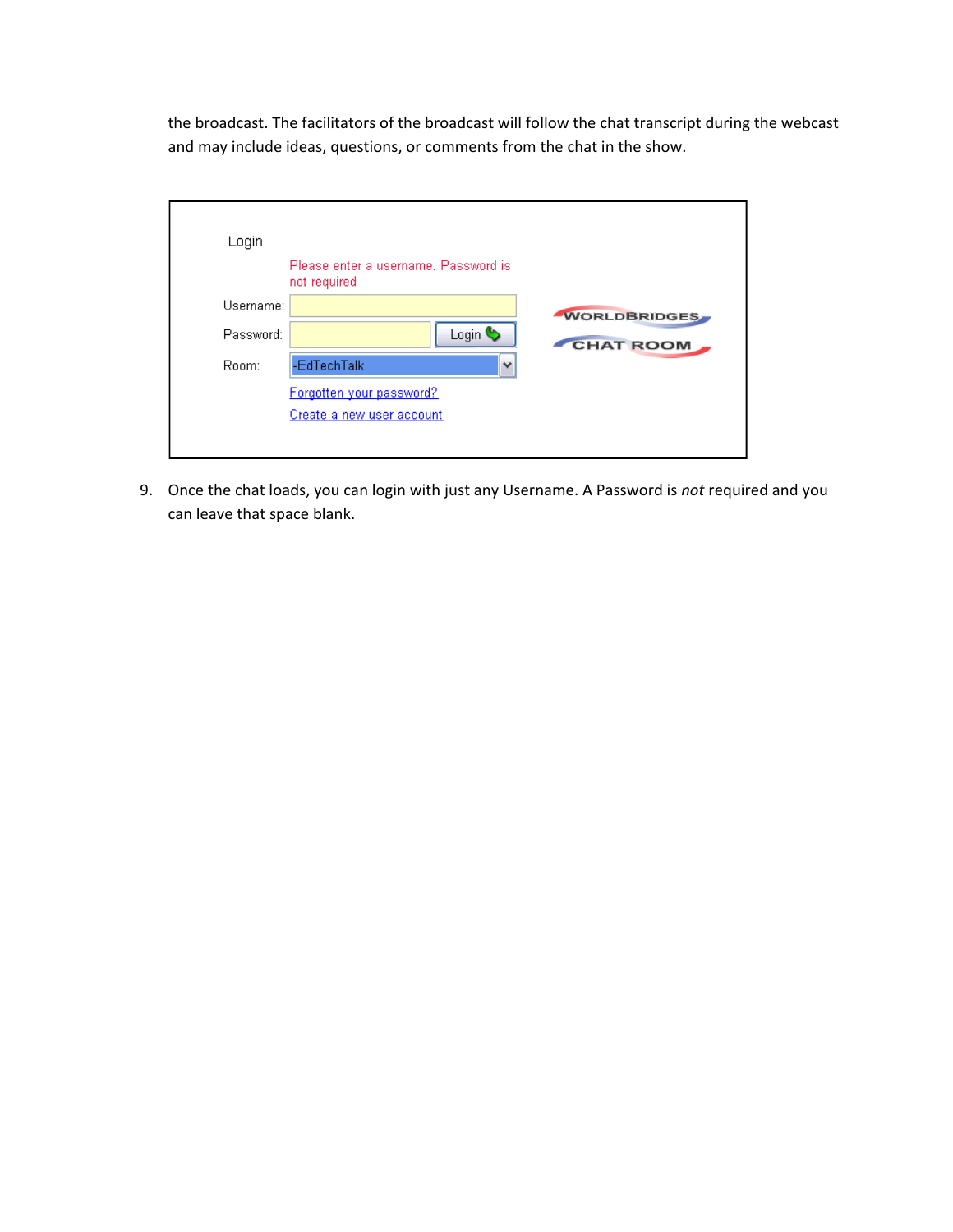the broadcast. The facilitators of the broadcast will follow the chat transcript during the webcast and may include ideas, questions, or comments from the chat in the show.

Login

Please enter a username. Password is not required

Username:

Password: Login

Room: -EdTechTalk

Forgotten your password?

Create a new user account

WORLDBRIDGES CHAT ROOM

9. Once the chat loads, you can login with just any Username. A Password is *not* required and you can leave that space blank.